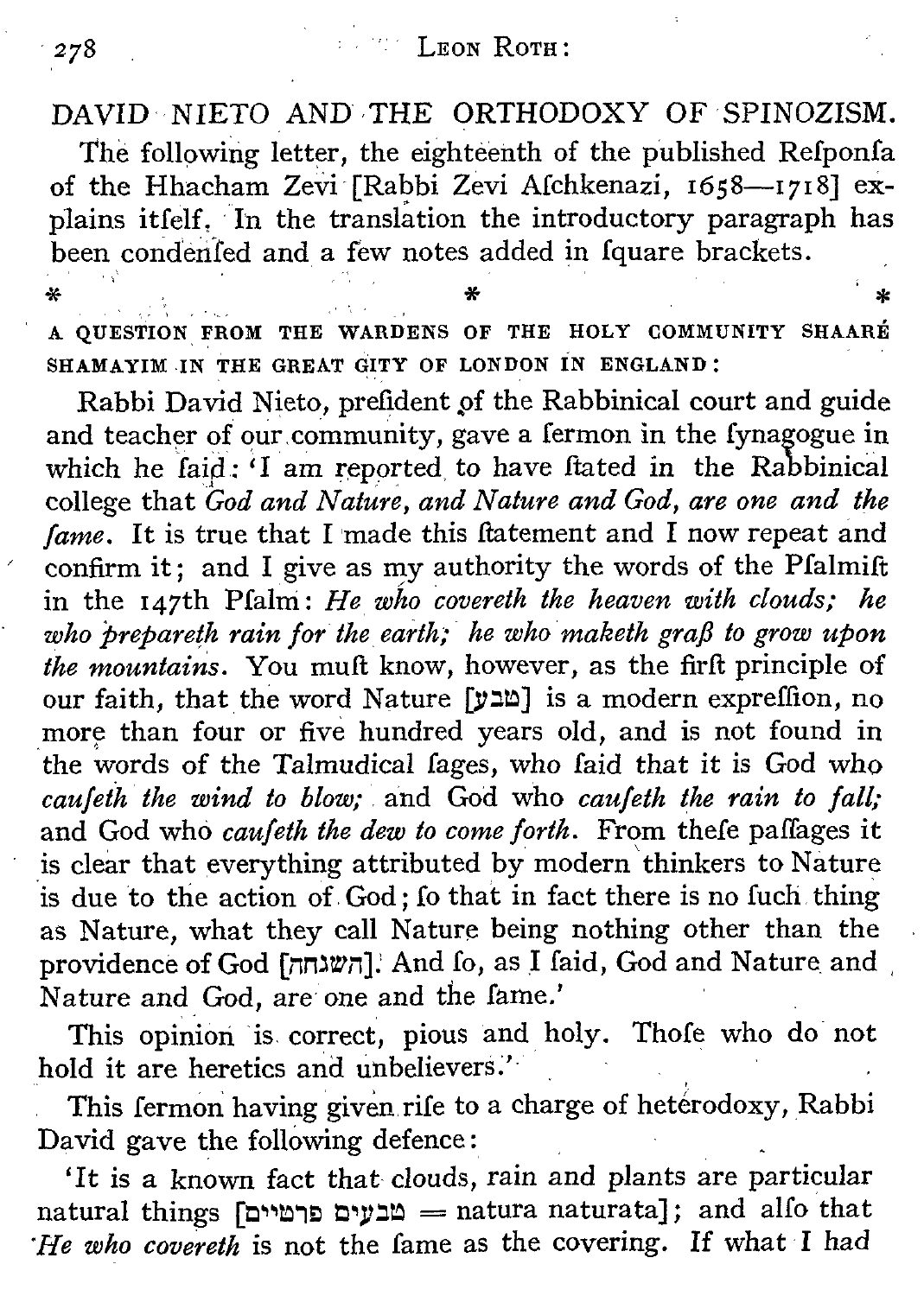## DAVID NIETO AND THE ORTHODOXY OF SPINOZISM.

The following letter, the eighteenth of the published Refponfa of the Hhacham Zevi [Rabbi Zevi Afchkenazi, 1658—1718] explains itfelf. In the translation the introductory paragraph has been condenfed and a few notes added in fquare brackets.

\*   \*   \*

A QUESTION FROM THE WARDENS OF THE HOLY COMMUNITY SHAARÉ SHAMAYIM IN THE GREAT CITY OF LONDON IN ENGLAND:

Rabbi David Nieto, prefident of the Rabbinical court and guide and teacher of our community, gave a fermon in the fynagogue in which he faid: 'I am reported to have ftated in the Rabbinical college that *God and Nature, and Nature and God, are one and the fame*. It is true that I made this ftatement and I now repeat and confirm it; and I give as my authority the words of the Pfalmift in the 147th Pfalm: *He who covereth the heaven with clouds; he who prepareth rain for the earth; he who maketh graß to grow upon the mountains*. You muft know, however, as the firft principle of our faith, that the word Nature [טבע] is a modern expreffion, no more than four or five hundred years old, and is not found in the words of the Talmudical fages, who faid that it is God who *caufeth the wind to blow;* and God who *caufeth the rain to fall;* and God who *caufeth the dew to come forth*. From thefe paffages it is clear that everything attributed by modern thinkers to Nature is due to the action of God; fo that in fact there is no fuch thing as Nature, what they call Nature being nothing other than the providence of God [השגחה]. And fo, as I faid, God and Nature and Nature and God, are one and the fame.'

This opinion is correct, pious and holy. Thofe who do not hold it are heretics and unbelievers.'

This fermon having given rife to a charge of heterodoxy, Rabbi David gave the following defence:

'It is a known fact that clouds, rain and plants are particular natural things [טבעים פרטיים = natura naturata]; and alfo that *He who covereth* is not the fame as the covering. If what I had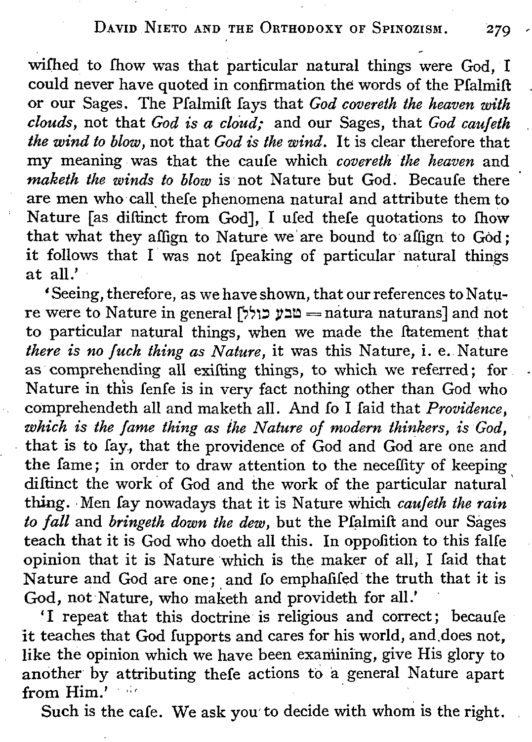wished to show was that particular natural things were God, I could never have quoted in confirmation the words of the Psalmist or our Sages. The Psalmist says that *God covereth the heaven with clouds*, not that *God is a cloud;* and our Sages, that *God causeth the wind to blow*, not that *God is the wind*. It is clear therefore that my meaning was that the cause which *covereth the heaven* and *maketh the winds to blow* is not Nature but God. Because there are men who call these phenomena natural and attribute them to Nature [as distinct from God], I used these quotations to show that what they assign to Nature we are bound to assign to God; it follows that I was not speaking of particular natural things at all.'

'Seeing, therefore, as we have shown, that our references to Nature were to Nature in general [טבע כולל = natura naturans] and not to particular natural things, when we made the statement that *there is no such thing as Nature*, it was this Nature, i. e. Nature as comprehending all existing things, to which we referred; for Nature in this sense is in very fact nothing other than God who comprehendeth all and maketh all. And so I said that *Providence, which is the same thing as the Nature of modern thinkers, is God*, that is to say, that the providence of God and God are one and the same; in order to draw attention to the necessity of keeping distinct the work of God and the work of the particular natural thing. Men say nowadays that it is Nature which *causeth the rain to fall* and *bringeth down the dew*, but the Psalmist and our Sages teach that it is God who doeth all this. In opposition to this false opinion that it is Nature which is the maker of all, I said that Nature and God are one; and so emphasised the truth that it is God, not Nature, who maketh and provideth for all.'

'I repeat that this doctrine is religious and correct; because it teaches that God supports and cares for his world, and does not, like the opinion which we have been examining, give His glory to another by attributing these actions to a general Nature apart from Him.'

Such is the case. We ask you to decide with whom is the right.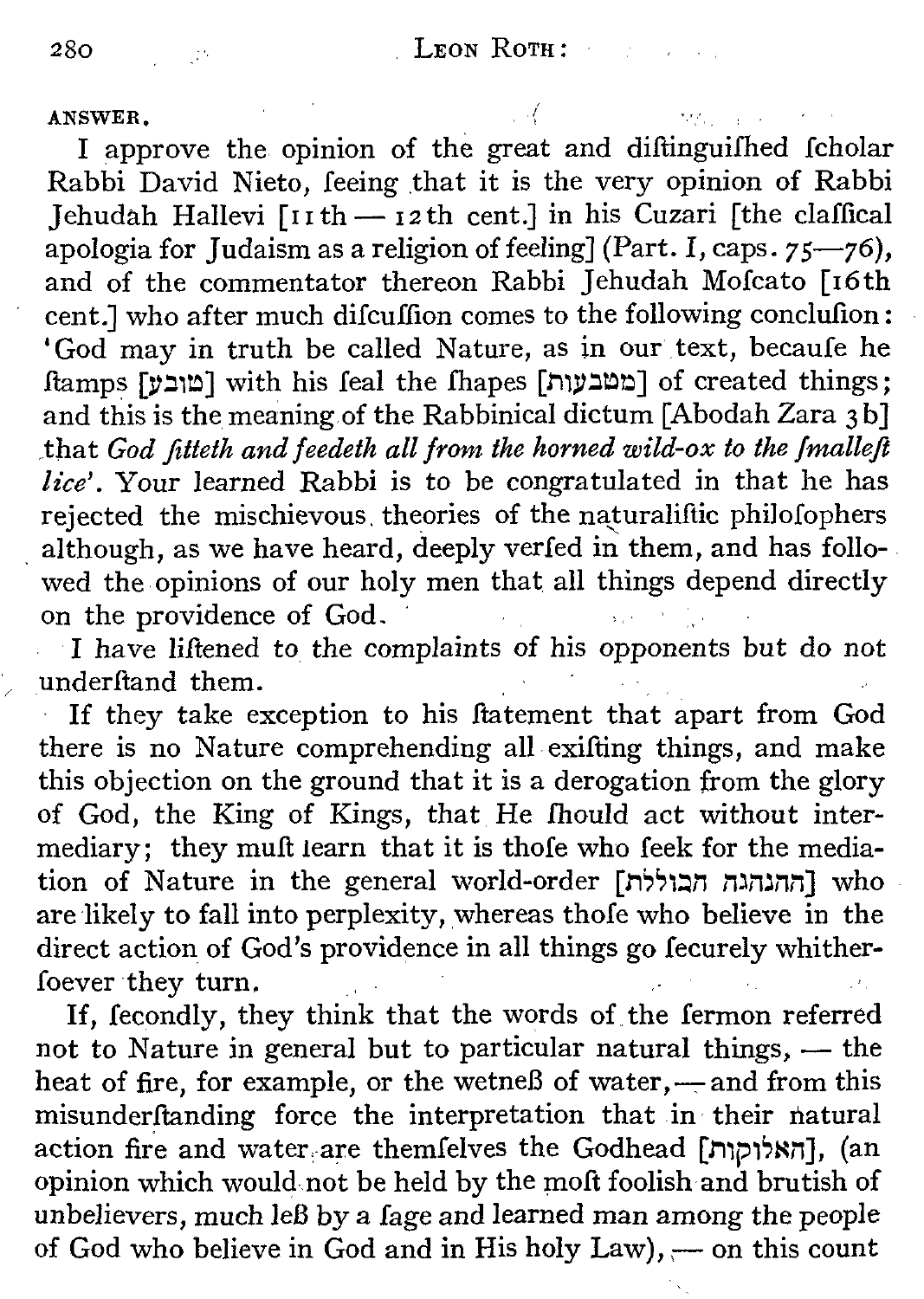ANSWER.

I approve the opinion of the great and diſtinguiſhed ſcholar Rabbi David Nieto, ſeeing that it is the very opinion of Rabbi Jehudah Hallevi [11th — 12th cent.] in his Cuzari [the claſſical apologia for Judaism as a religion of feeling] (Part. I, caps. 75—76), and of the commentator thereon Rabbi Jehudah Moſcato [16th cent.] who after much diſcuſſion comes to the following concluſion: 'God may in truth be called Nature, as in our text, becauſe he ſtamps [טובע] with his ſeal the ſhapes [מטבעות] of created things; and this is the meaning of the Rabbinical dictum [Abodah Zara 3b] that *God ſitteth and feedeth all from the horned wild-ox to the ſmalleſt lice*'. Your learned Rabbi is to be congratulated in that he has rejected the mischievous theories of the naturaliſtic philoſophers although, as we have heard, deeply verſed in them, and has followed the opinions of our holy men that all things depend directly on the providence of God.

*I have liſtened to the complaints of his opponents* but do not underſtand them.

If they take exception to his ſtatement that apart from God there is no Nature comprehending all exiſting things, and make this objection on the ground that it is a derogation from the glory of God, the King of Kings, that He ſhould act without intermediary; they muſt learn that it is thoſe who ſeek for the mediation of Nature in the general world-order [ההנהגה הכוללת] who are likely to fall into perplexity, whereas thoſe who believe in the direct action of God's providence in all things go ſecurely whitherſoever they turn.

If, ſecondly, they think that the words of the ſermon referred not to Nature in general but to particular natural things, — the heat of fire, for example, or the wetneß of water, — and from this misunderſtanding force the interpretation that in their natural action fire and water are themſelves the Godhead [האלוקות], (an opinion which would not be held by the moſt foolish and brutish of unbelievers, much leß by a ſage and learned man among the people of God who believe in God and in His holy Law), — on this count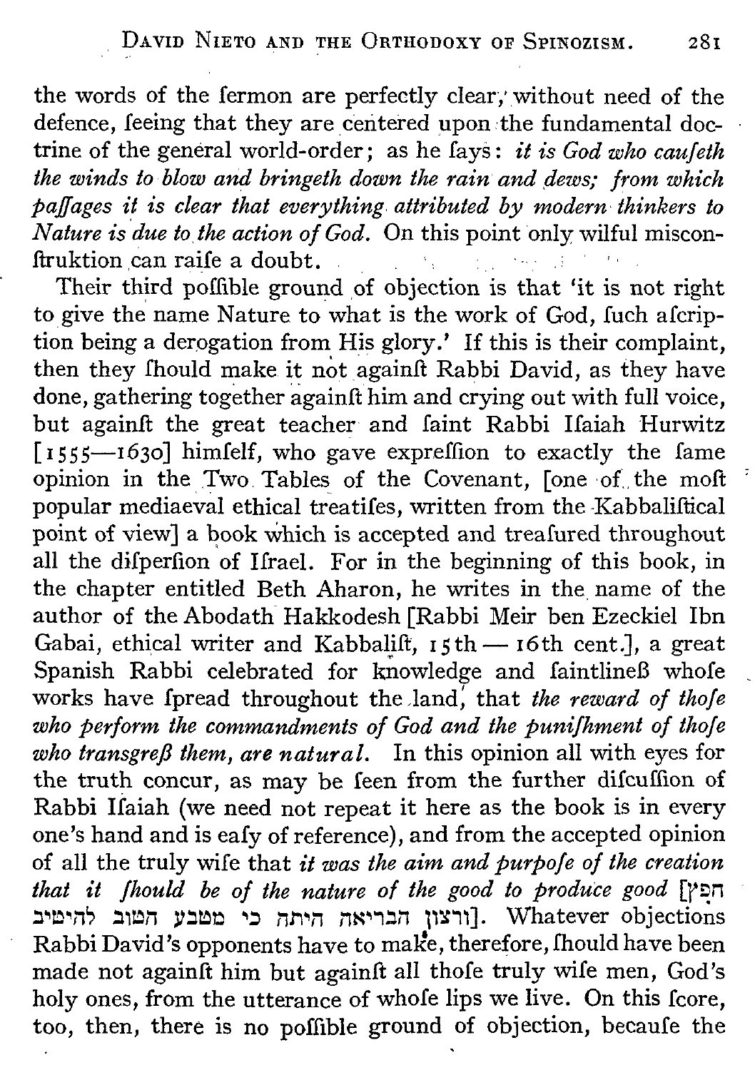the words of the ſermon are perfectly clear, without need of the defence, ſeeing that they are centered upon the fundamental doctrine of the general world-order; as he ſays: *it is God who cauſeth the winds to blow and bringeth down the rain and dews; from which paſſages it is clear that everything attributed by modern thinkers to Nature is due to the action of God.* On this point only wilful misconſtruktion can raiſe a doubt.

Their third poſſible ground of objection is that 'it is not right to give the name Nature to what is the work of God, ſuch aſcription being a derogation from His glory.' If this is their complaint, then they ſhould make it not againſt Rabbi David, as they have done, gathering together againſt him and crying out with full voice, but againſt the great teacher and ſaint Rabbi Iſaiah Hurwitz [1555—1630] himſelf, who gave expreſſion to exactly the ſame opinion in the Two Tables of the Covenant, [one of the moſt popular mediaeval ethical treatiſes, written from the Kabbaliſtical point of view] a book which is accepted and treaſured throughout all the diſperſion of Iſrael. For in the beginning of this book, in the chapter entitled Beth Aharon, he writes in the name of the author of the Abodath Hakkodesh [Rabbi Meir ben Ezeckiel Ibn Gabai, ethical writer and Kabbaliſt, 15th — 16th cent.], a great Spanish Rabbi celebrated for knowledge and ſaintlineß whoſe works have ſpread throughout the land, that *the reward of thoſe who perform the commandments of God and the puniſhment of thoſe who transgreß them, are natural.* In this opinion all with eyes for the truth concur, as may be ſeen from the further diſcuſſion of Rabbi Iſaiah (we need not repeat it here as the book is in every one's hand and is eaſy of reference), and from the accepted opinion of all the truly wiſe that *it was the aim and purpoſe of the creation that it ſhould be of the nature of the good to produce good* [חפץ ורצון הבריאה היתה כי מטבע הטוב להיטיב]. Whatever objections Rabbi David's opponents have to make, therefore, ſhould have been made not againſt him but againſt all thoſe truly wiſe men, God's holy ones, from the utterance of whoſe lips we live. On this ſcore, too, then, there is no poſſible ground of objection, becauſe the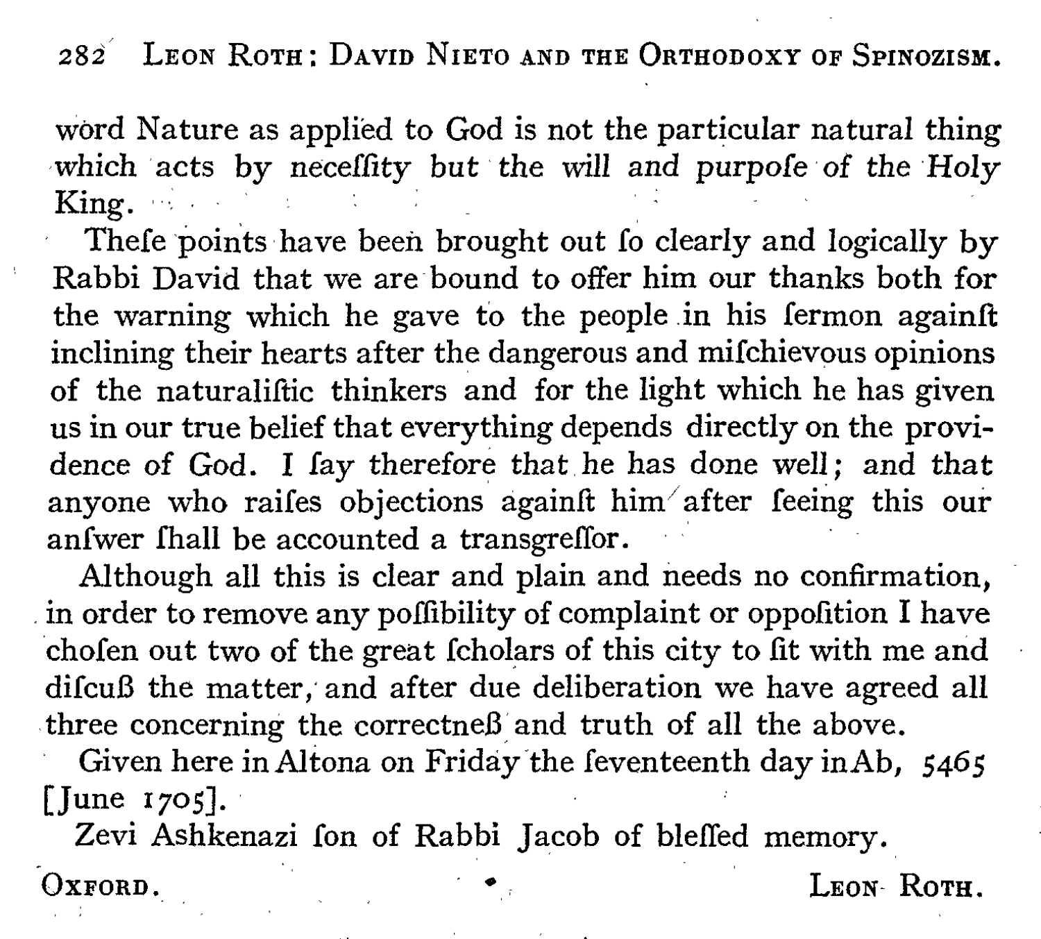word Nature as applied to God is not the particular natural thing which acts by *neceſſity but the will and purpoſe of the Holy* King.

Theſe points have been brought out ſo clearly and logically by Rabbi David that we are bound to offer him our thanks both for the warning which he gave to the people in his ſermon againſt inclining their hearts after the dangerous and miſchievous opinions of the naturaliſtic thinkers and for the light which he has given us in our true belief that everything depends directly on the providence of God. I ſay therefore that he has done well; and that anyone who raiſes objections againſt him after ſeeing this our anſwer ſhall be accounted a transgreſſor.

Although all this is clear and plain and needs no confirmation, in order to remove any poſſibility of complaint or oppoſition I have choſen out two of the great ſcholars of this city to ſit with me and diſcuß the matter, and after due deliberation we have agreed all three concerning the correctneß and truth of all the above.

Given here in Altona on Friday the ſeventeenth day in Ab, 5465 [June 1705].

Zevi Ashkenazi ſon of Rabbi Jacob of bleſſed memory.

OXFORD. LEON ROTH.